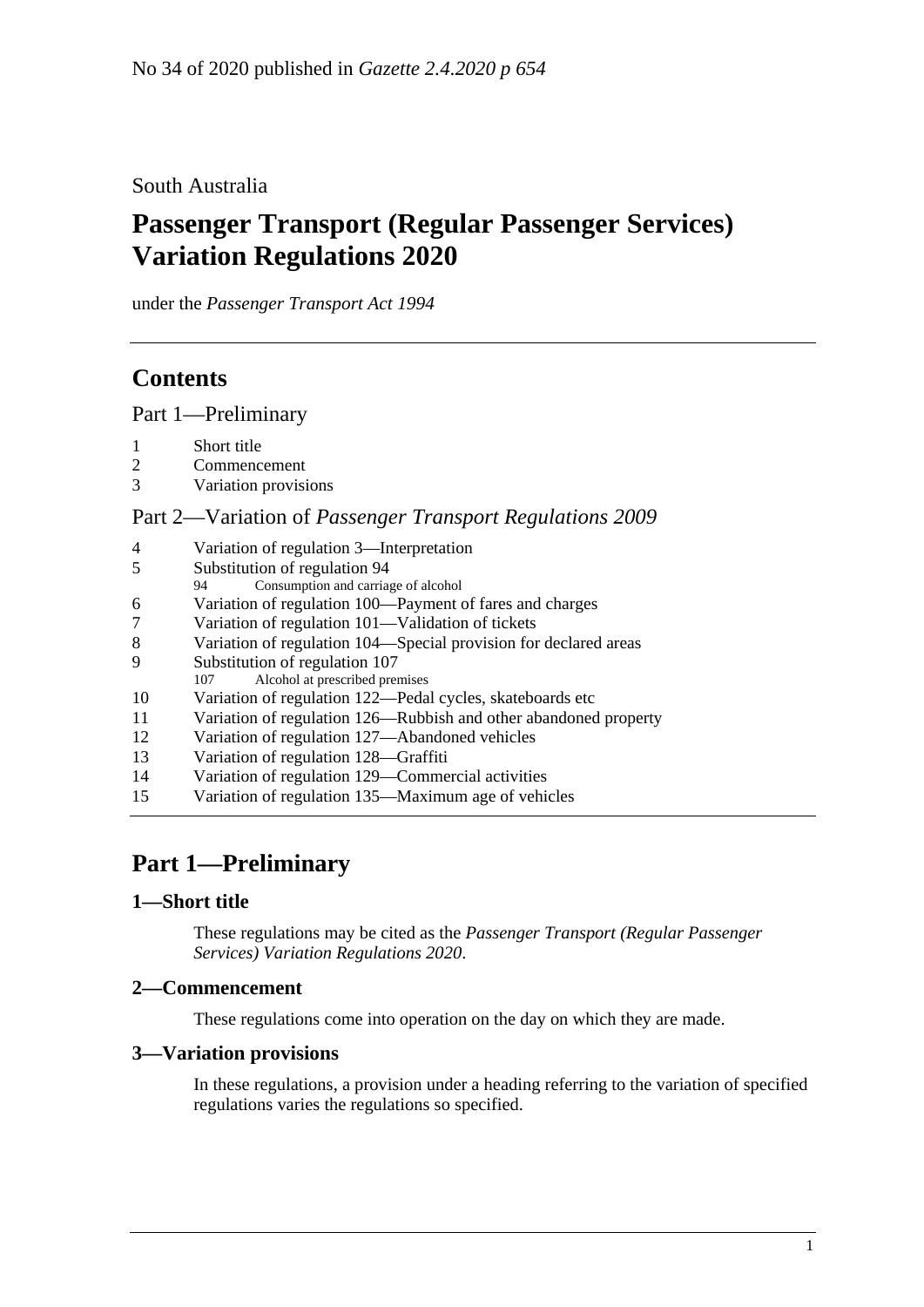No 34 of 2020 published in *Gazette 2.4.2020 p 654*

South Australia

# Passenger Transport (Regular Passenger Services) Variation Regulations 2020

under the *Passenger Transport Act 1994*

## Contents

Part 1—Preliminary

1 Short title
2 Commencement
3 Variation provisions

Part 2—Variation of *Passenger Transport Regulations 2009*

4 Variation of regulation 3—Interpretation
5 Substitution of regulation 94
  94 Consumption and carriage of alcohol
6 Variation of regulation 100—Payment of fares and charges
7 Variation of regulation 101—Validation of tickets
8 Variation of regulation 104—Special provision for declared areas
9 Substitution of regulation 107
  107 Alcohol at prescribed premises
10 Variation of regulation 122—Pedal cycles, skateboards etc
11 Variation of regulation 126—Rubbish and other abandoned property
12 Variation of regulation 127—Abandoned vehicles
13 Variation of regulation 128—Graffiti
14 Variation of regulation 129—Commercial activities
15 Variation of regulation 135—Maximum age of vehicles

## Part 1—Preliminary

### 1—Short title

These regulations may be cited as the *Passenger Transport (Regular Passenger Services) Variation Regulations 2020*.

### 2—Commencement

These regulations come into operation on the day on which they are made.

### 3—Variation provisions

In these regulations, a provision under a heading referring to the variation of specified regulations varies the regulations so specified.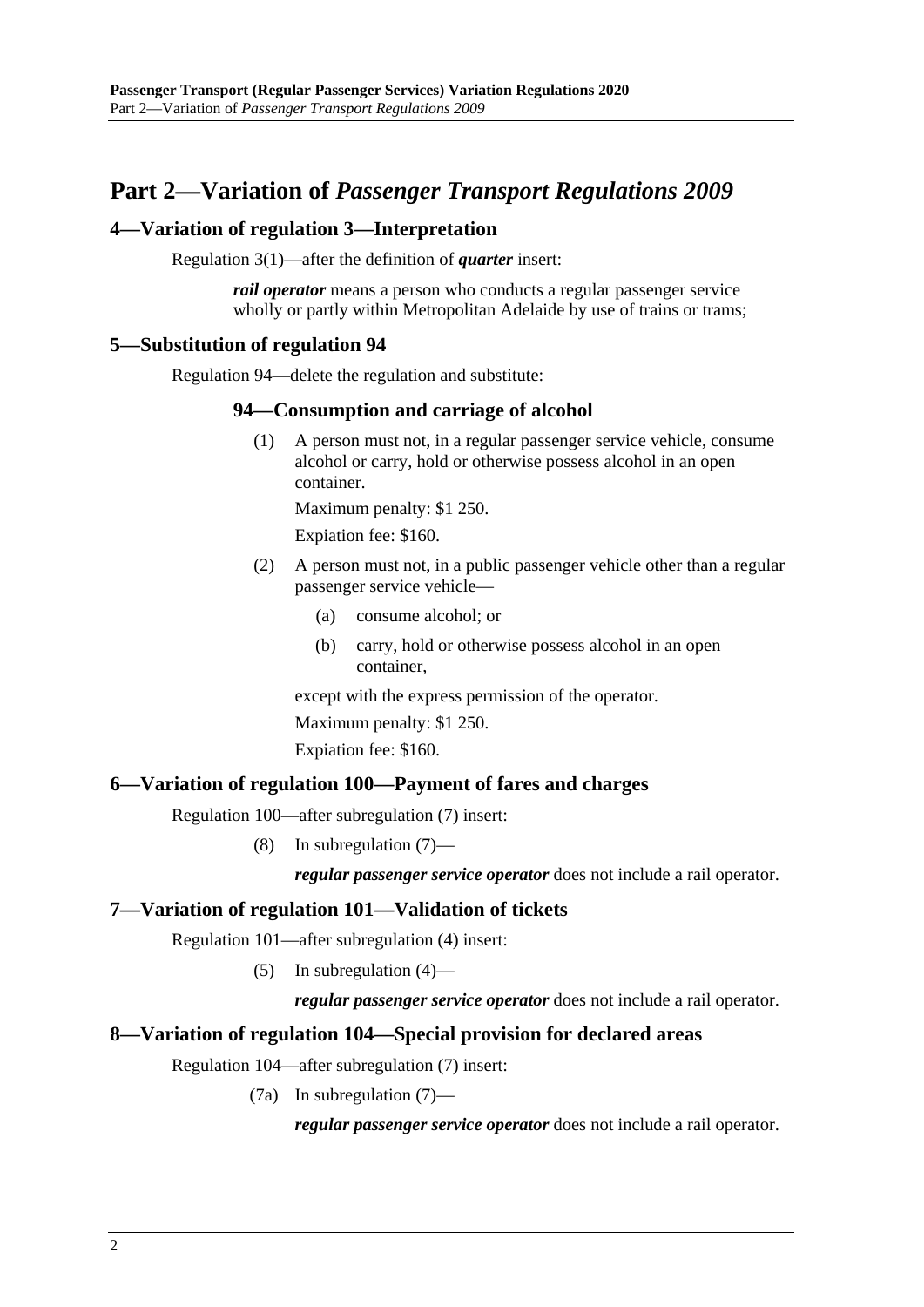## Part 2—Variation of *Passenger Transport Regulations 2009*

### 4—Variation of regulation 3—Interpretation

Regulation 3(1)—after the definition of ***quarter*** insert:

> ***rail operator*** means a person who conducts a regular passenger service wholly or partly within Metropolitan Adelaide by use of trains or trams;

### 5—Substitution of regulation 94

Regulation 94—delete the regulation and substitute:

#### 94—Consumption and carriage of alcohol

(1) A person must not, in a regular passenger service vehicle, consume alcohol or carry, hold or otherwise possess alcohol in an open container.

Maximum penalty: $1 250.

Expiation fee: $160.

(2) A person must not, in a public passenger vehicle other than a regular passenger service vehicle—

(a) consume alcohol; or

(b) carry, hold or otherwise possess alcohol in an open container,

except with the express permission of the operator.

Maximum penalty: $1 250.

Expiation fee: $160.

### 6—Variation of regulation 100—Payment of fares and charges

Regulation 100—after subregulation (7) insert:

(8) In subregulation (7)—

***regular passenger service operator*** does not include a rail operator.

### 7—Variation of regulation 101—Validation of tickets

Regulation 101—after subregulation (4) insert:

(5) In subregulation (4)—

***regular passenger service operator*** does not include a rail operator.

### 8—Variation of regulation 104—Special provision for declared areas

Regulation 104—after subregulation (7) insert:

(7a) In subregulation (7)—

***regular passenger service operator*** does not include a rail operator.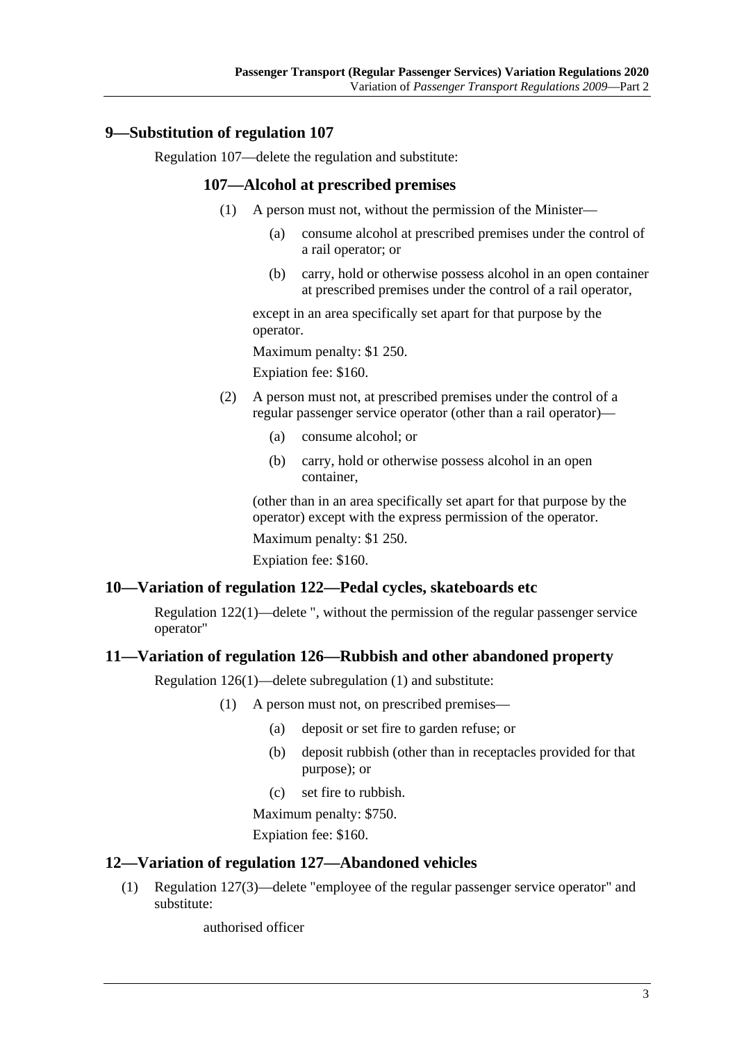## 9—Substitution of regulation 107

Regulation 107—delete the regulation and substitute:

### 107—Alcohol at prescribed premises

(1) A person must not, without the permission of the Minister—

(a) consume alcohol at prescribed premises under the control of a rail operator; or

(b) carry, hold or otherwise possess alcohol in an open container at prescribed premises under the control of a rail operator,

except in an area specifically set apart for that purpose by the operator.

Maximum penalty: $1 250.

Expiation fee: $160.

(2) A person must not, at prescribed premises under the control of a regular passenger service operator (other than a rail operator)—

(a) consume alcohol; or

(b) carry, hold or otherwise possess alcohol in an open container,

(other than in an area specifically set apart for that purpose by the operator) except with the express permission of the operator.

Maximum penalty: $1 250.

Expiation fee: $160.

## 10—Variation of regulation 122—Pedal cycles, skateboards etc

Regulation 122(1)—delete ", without the permission of the regular passenger service operator"

## 11—Variation of regulation 126—Rubbish and other abandoned property

Regulation 126(1)—delete subregulation (1) and substitute:

(1) A person must not, on prescribed premises—

(a) deposit or set fire to garden refuse; or

(b) deposit rubbish (other than in receptacles provided for that purpose); or

(c) set fire to rubbish.

Maximum penalty: $750.

Expiation fee: $160.

## 12—Variation of regulation 127—Abandoned vehicles

(1) Regulation 127(3)—delete "employee of the regular passenger service operator" and substitute:

authorised officer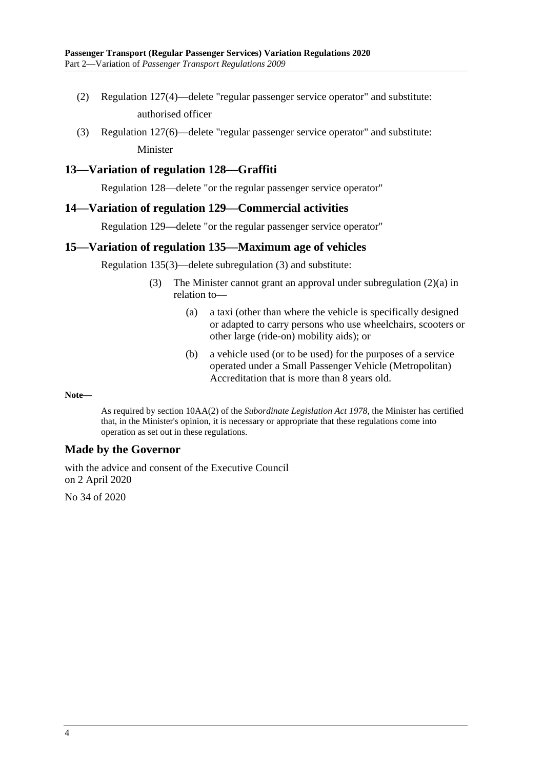(2) Regulation 127(4)—delete "regular passenger service operator" and substitute:

authorised officer

(3) Regulation 127(6)—delete "regular passenger service operator" and substitute:

Minister

## 13—Variation of regulation 128—Graffiti

Regulation 128—delete "or the regular passenger service operator"

## 14—Variation of regulation 129—Commercial activities

Regulation 129—delete "or the regular passenger service operator"

## 15—Variation of regulation 135—Maximum age of vehicles

Regulation 135(3)—delete subregulation (3) and substitute:

> (3) The Minister cannot grant an approval under subregulation (2)(a) in relation to—
>
> (a) a taxi (other than where the vehicle is specifically designed or adapted to carry persons who use wheelchairs, scooters or other large (ride-on) mobility aids); or
>
> (b) a vehicle used (or to be used) for the purposes of a service operated under a Small Passenger Vehicle (Metropolitan) Accreditation that is more than 8 years old.

**Note—**

As required by section 10AA(2) of the *Subordinate Legislation Act 1978*, the Minister has certified that, in the Minister's opinion, it is necessary or appropriate that these regulations come into operation as set out in these regulations.

## Made by the Governor

with the advice and consent of the Executive Council
on 2 April 2020

No 34 of 2020